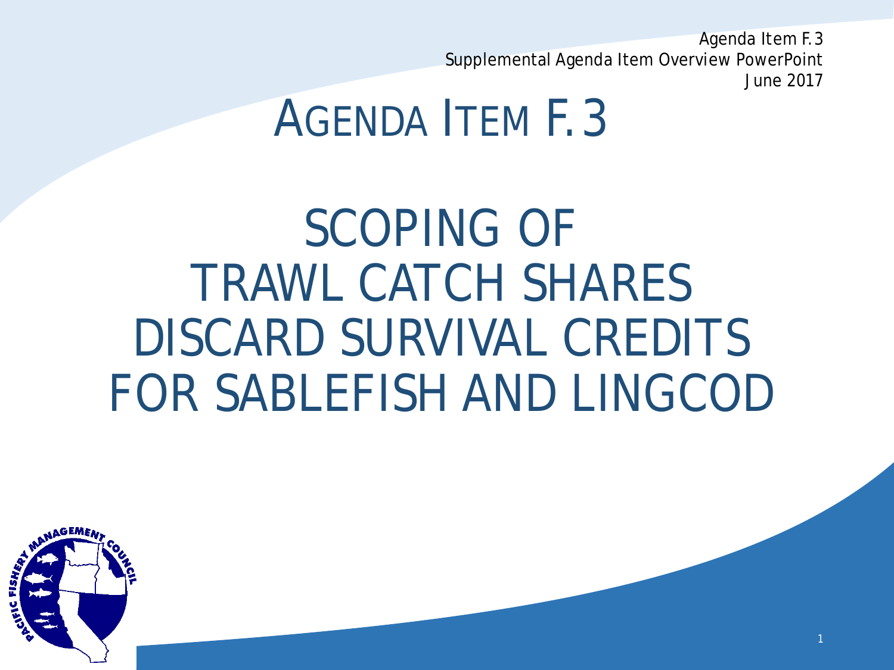Agenda Item F.3
Supplemental Agenda Item Overview PowerPoint
June 2017

# AGENDA ITEM F.3

# SCOPING OF TRAWL CATCH SHARES DISCARD SURVIVAL CREDITS FOR SABLEFISH AND LINGCOD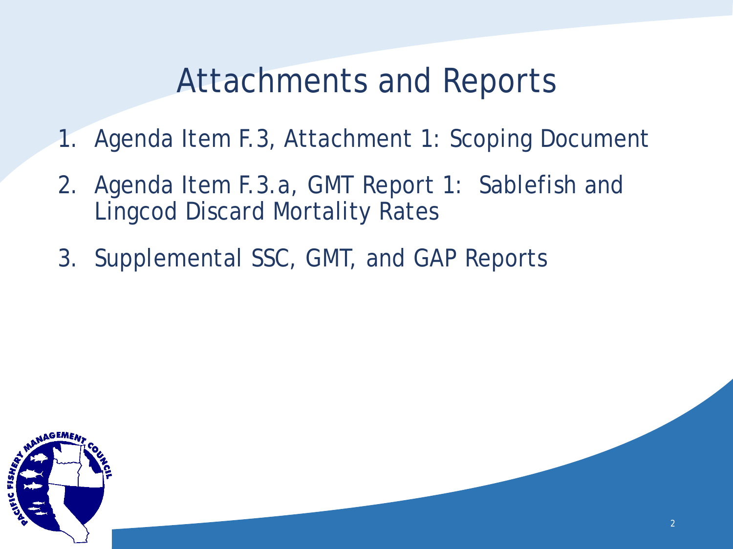# Attachments and Reports

1. Agenda Item F.3, Attachment 1: Scoping Document
2. Agenda Item F.3.a, GMT Report 1: Sablefish and Lingcod Discard Mortality Rates
3. Supplemental SSC, GMT, and GAP Reports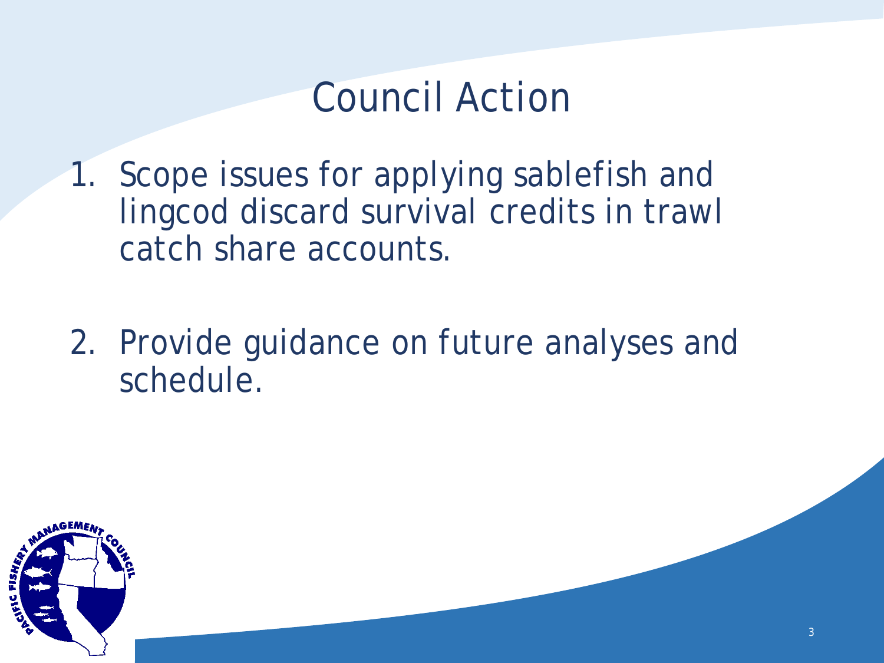# Council Action

1. Scope issues for applying sablefish and lingcod discard survival credits in trawl catch share accounts.

2. Provide guidance on future analyses and schedule.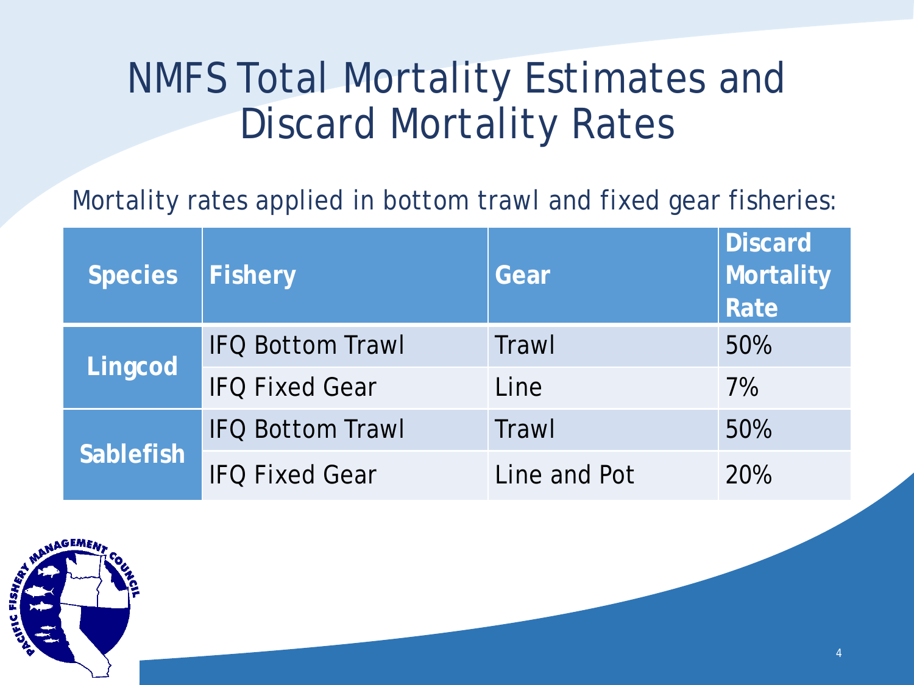# NMFS Total Mortality Estimates and Discard Mortality Rates

Mortality rates applied in bottom trawl and fixed gear fisheries:

| Species | Fishery | Gear | Discard Mortality Rate |
| --- | --- | --- | --- |
| Lingcod | IFQ Bottom Trawl | Trawl | 50% |
| | IFQ Fixed Gear | Line | 7% |
| Sablefish | IFQ Bottom Trawl | Trawl | 50% |
| | IFQ Fixed Gear | Line and Pot | 20% |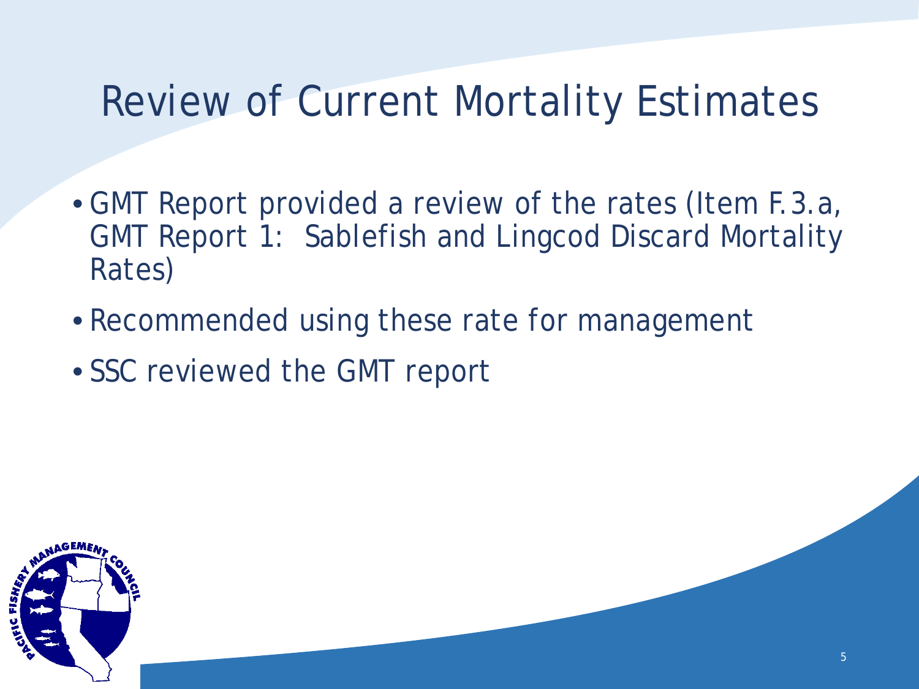# Review of Current Mortality Estimates

- GMT Report provided a review of the rates (Item F.3.a, GMT Report 1: Sablefish and Lingcod Discard Mortality Rates)
- Recommended using these rate for management
- SSC reviewed the GMT report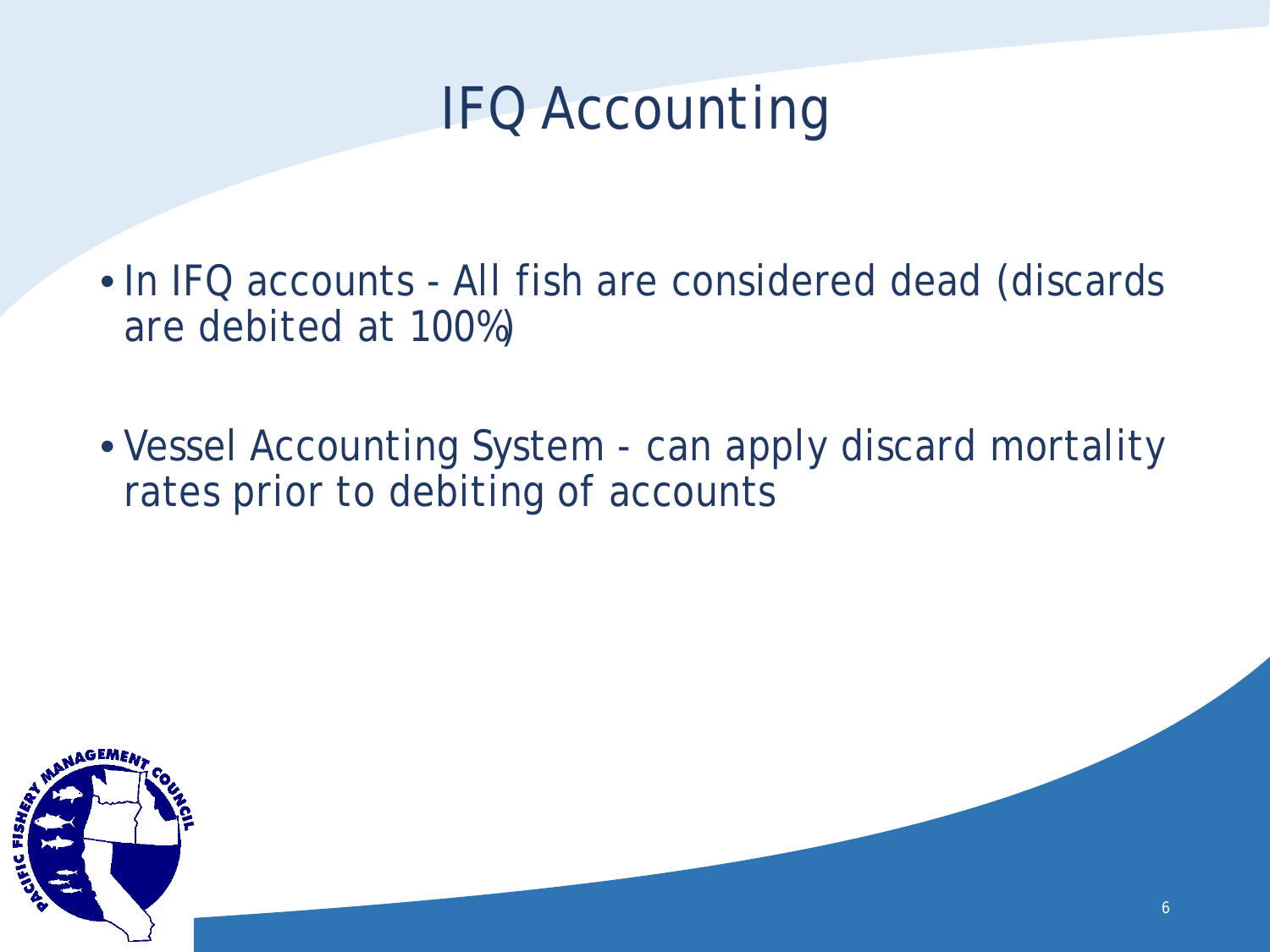# IFQ Accounting

- In IFQ accounts - All fish are considered dead (discards are debited at 100%)
- Vessel Accounting System - can apply discard mortality rates prior to debiting of accounts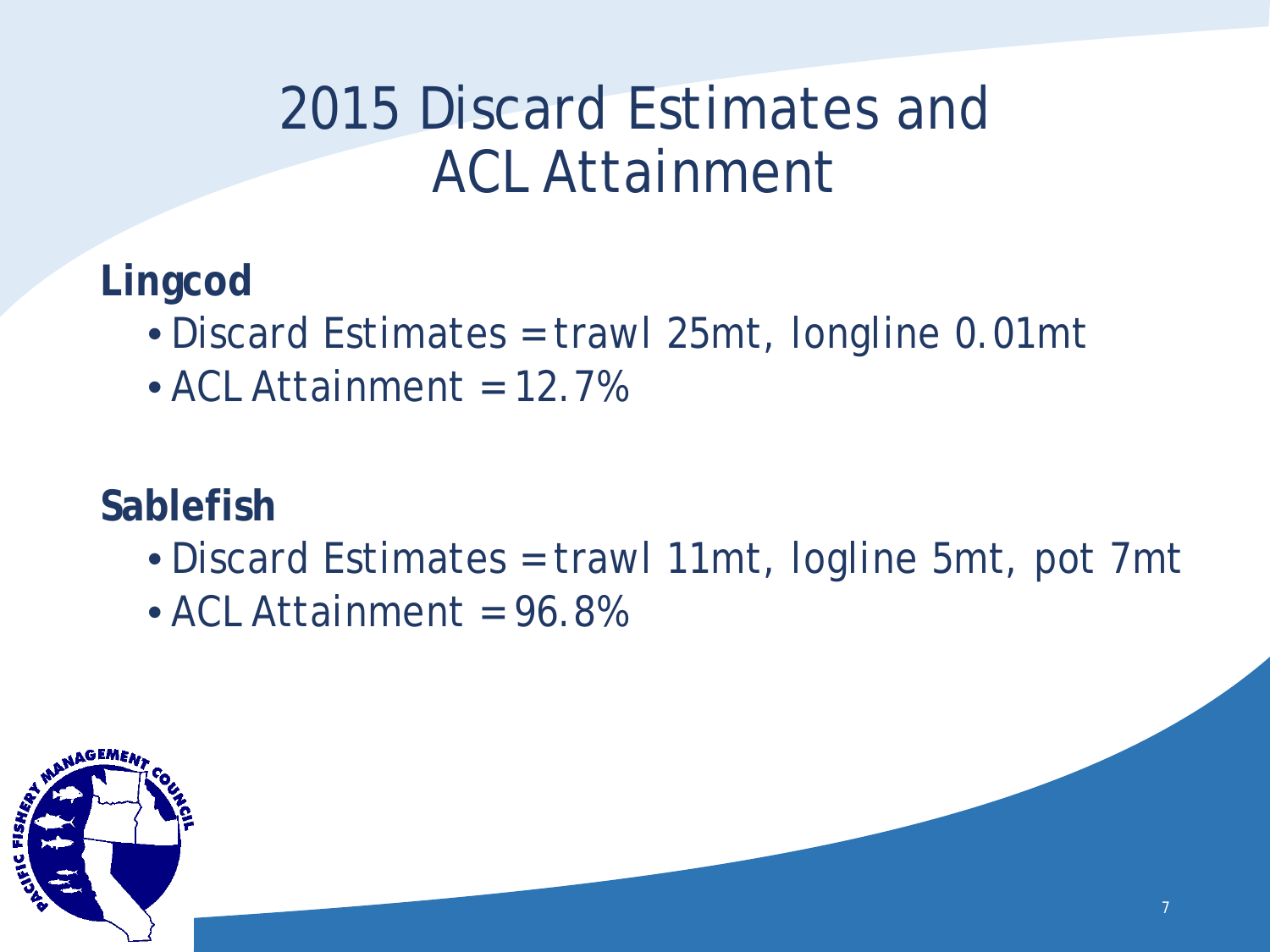# 2015 Discard Estimates and ACL Attainment

**Lingcod**

- Discard Estimates = trawl 25mt, longline 0.01mt
- ACL Attainment = 12.7%

**Sablefish**

- Discard Estimates = trawl 11mt, logline 5mt, pot 7mt
- ACL Attainment = 96.8%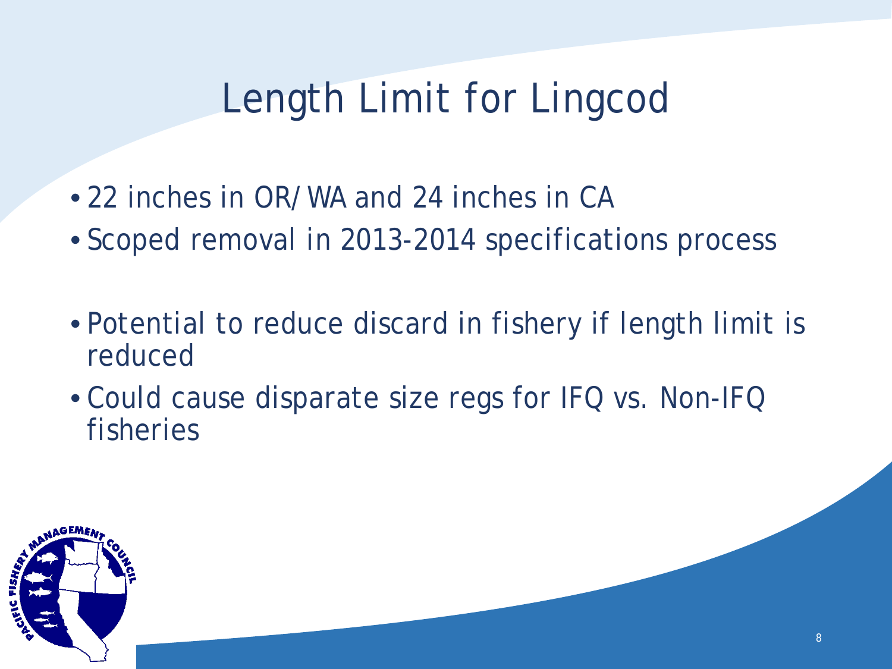# Length Limit for Lingcod

- 22 inches in OR/WA and 24 inches in CA
- Scoped removal in 2013-2014 specifications process

- Potential to reduce discard in fishery if length limit is reduced
- Could cause disparate size regs for IFQ vs. Non-IFQ fisheries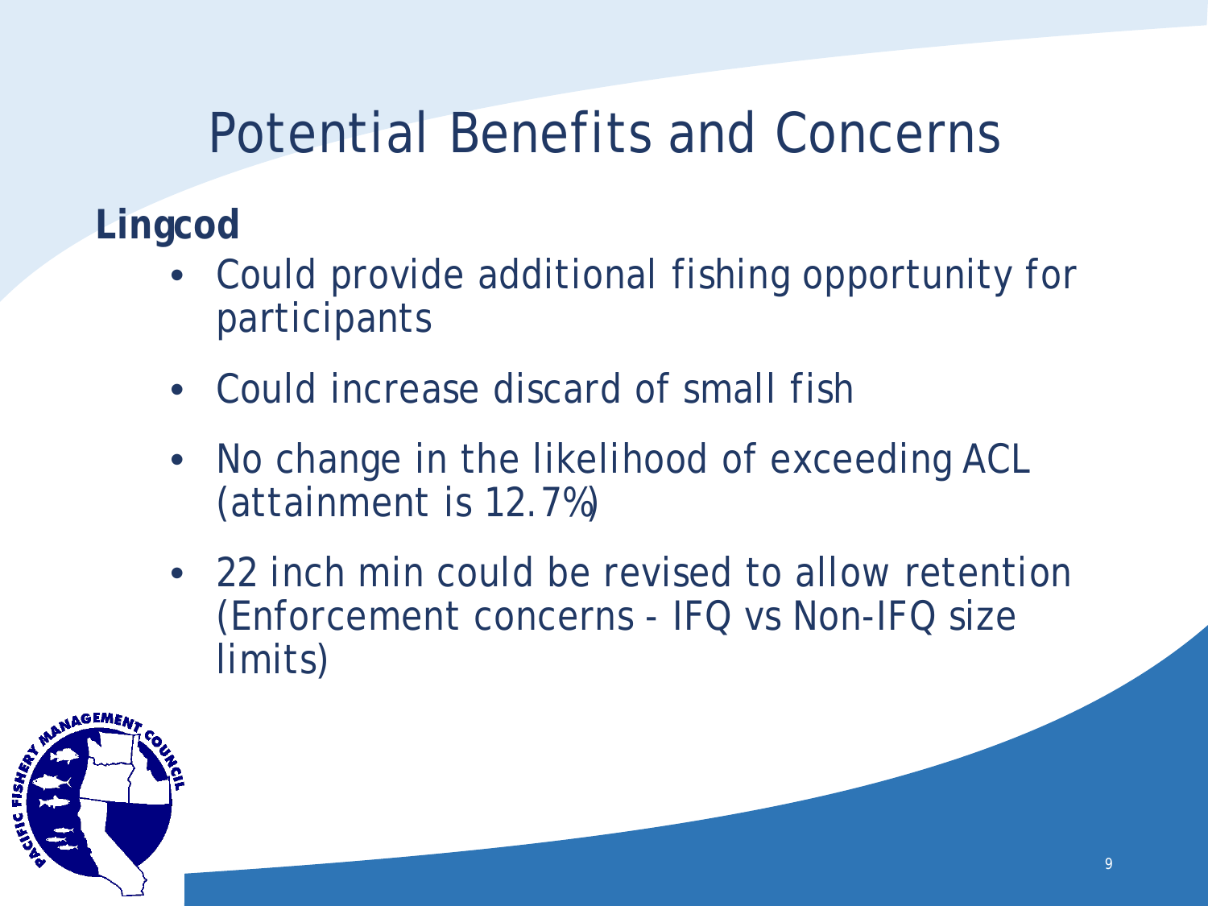# Potential Benefits and Concerns

**Lingcod**

- Could provide additional fishing opportunity for participants
- Could increase discard of small fish
- No change in the likelihood of exceeding ACL (attainment is 12.7%)
- 22 inch min could be revised to allow retention (Enforcement concerns - IFQ vs Non-IFQ size limits)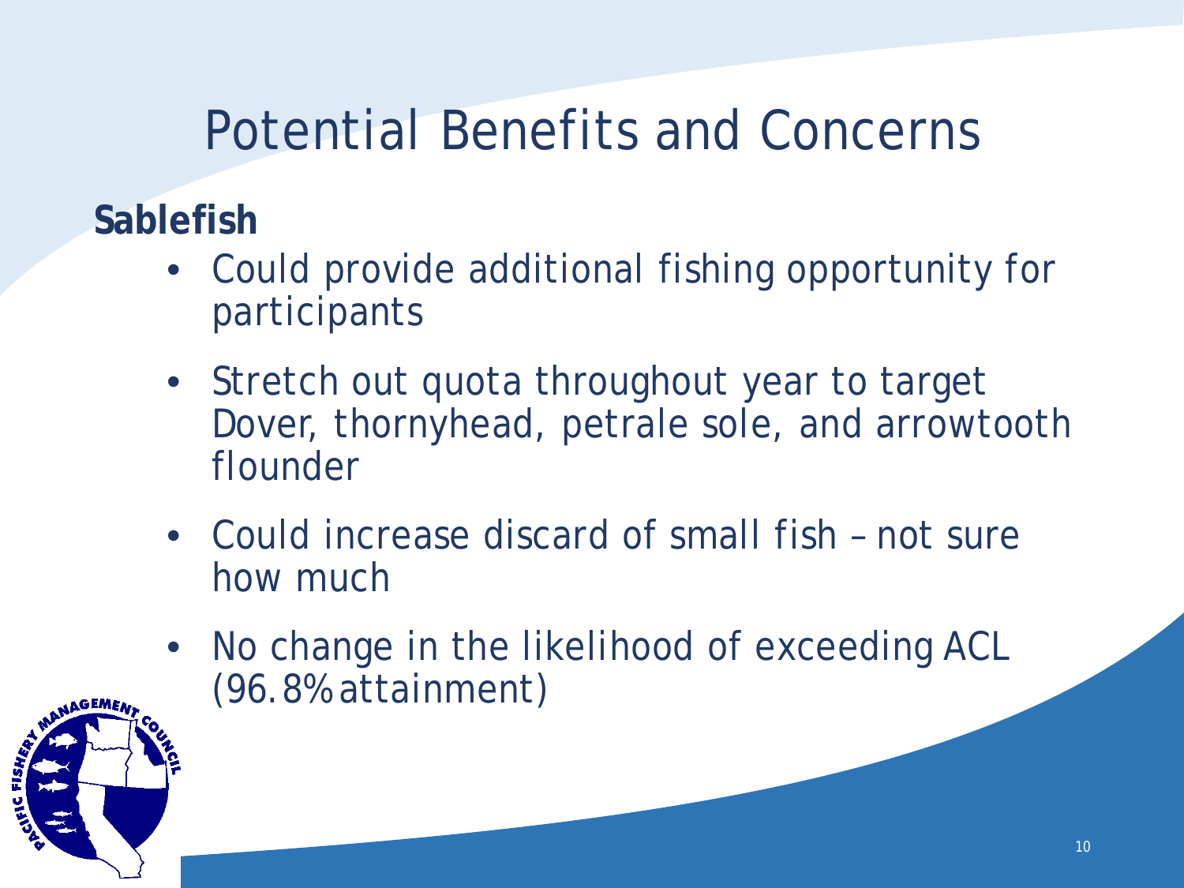# Potential Benefits and Concerns

**Sablefish**

- Could provide additional fishing opportunity for participants
- Stretch out quota throughout year to target Dover, thornyhead, petrale sole, and arrowtooth flounder
- Could increase discard of small fish – not sure how much
- No change in the likelihood of exceeding ACL (96.8% attainment)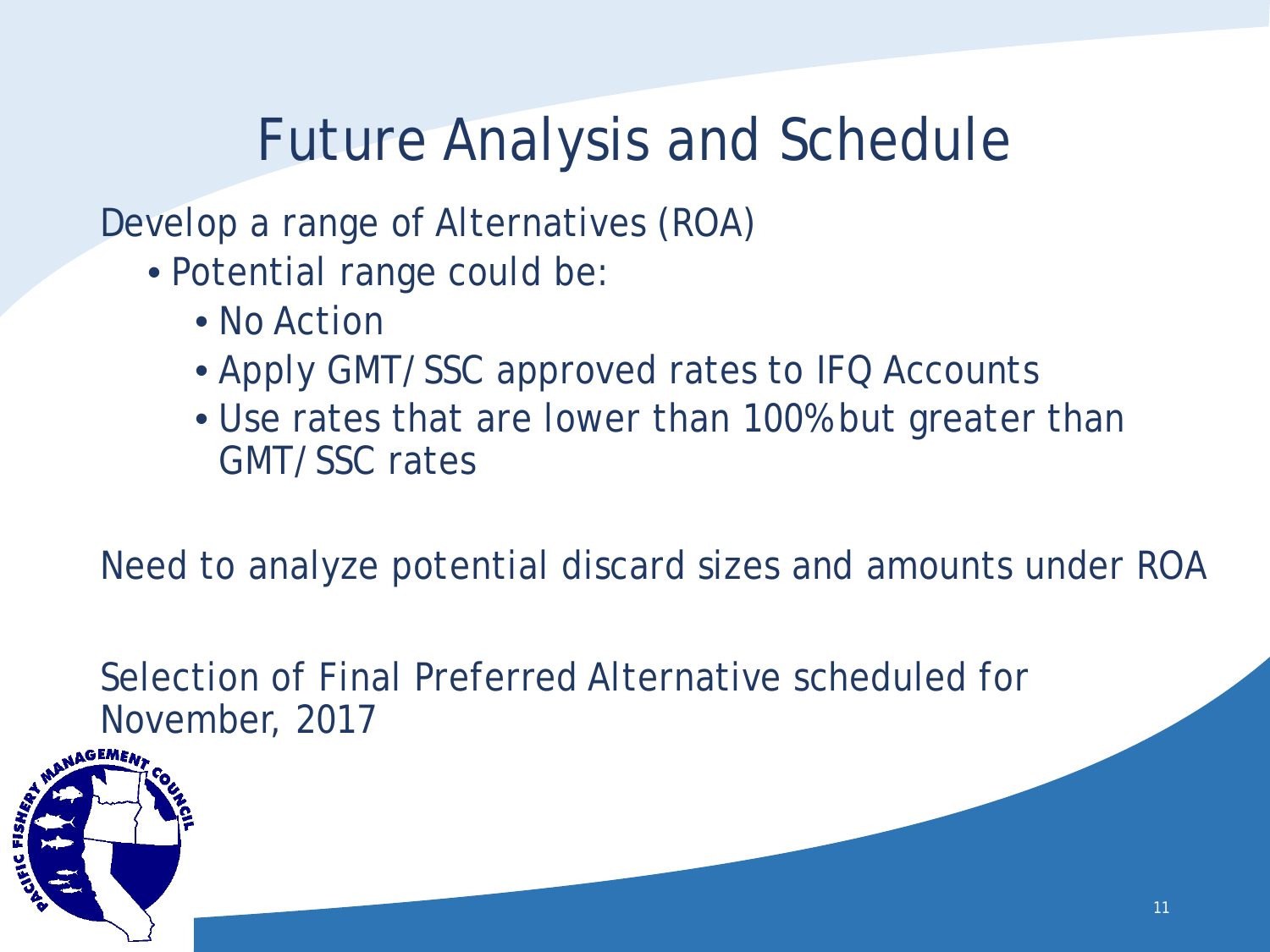# Future Analysis and Schedule

Develop a range of Alternatives (ROA)

- Potential range could be:
  - No Action
  - Apply GMT/SSC approved rates to IFQ Accounts
  - Use rates that are lower than 100% but greater than GMT/SSC rates

Need to analyze potential discard sizes and amounts under ROA

Selection of Final Preferred Alternative scheduled for November, 2017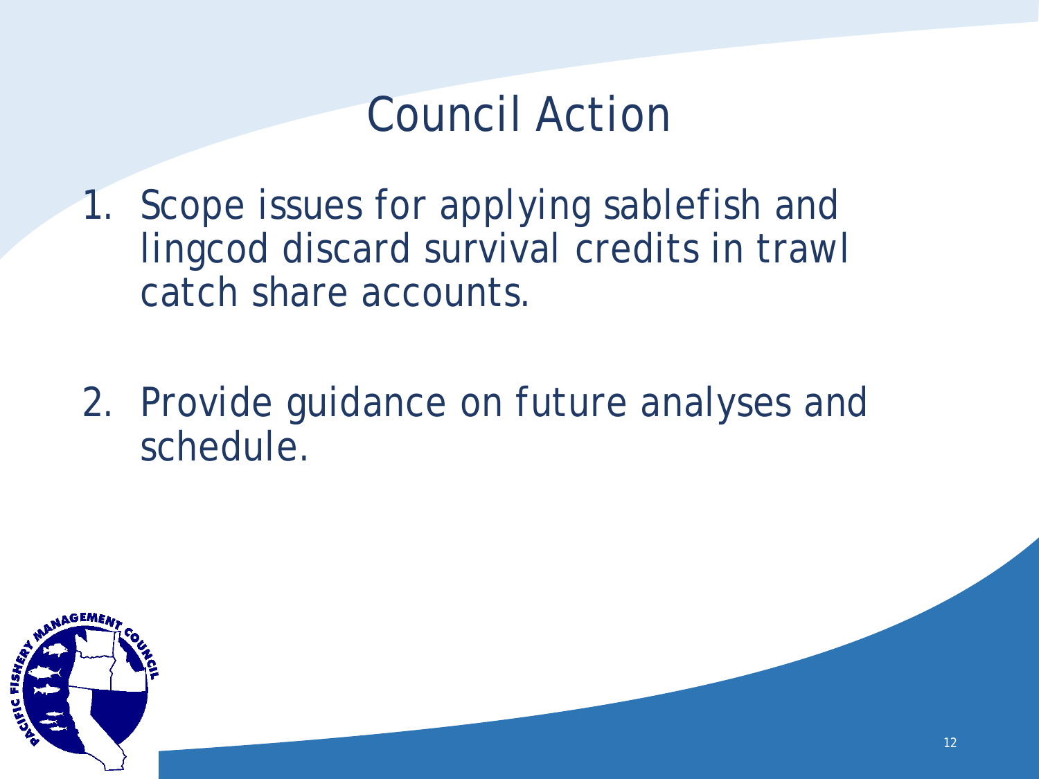# Council Action

1. Scope issues for applying sablefish and lingcod discard survival credits in trawl catch share accounts.

2. Provide guidance on future analyses and schedule.